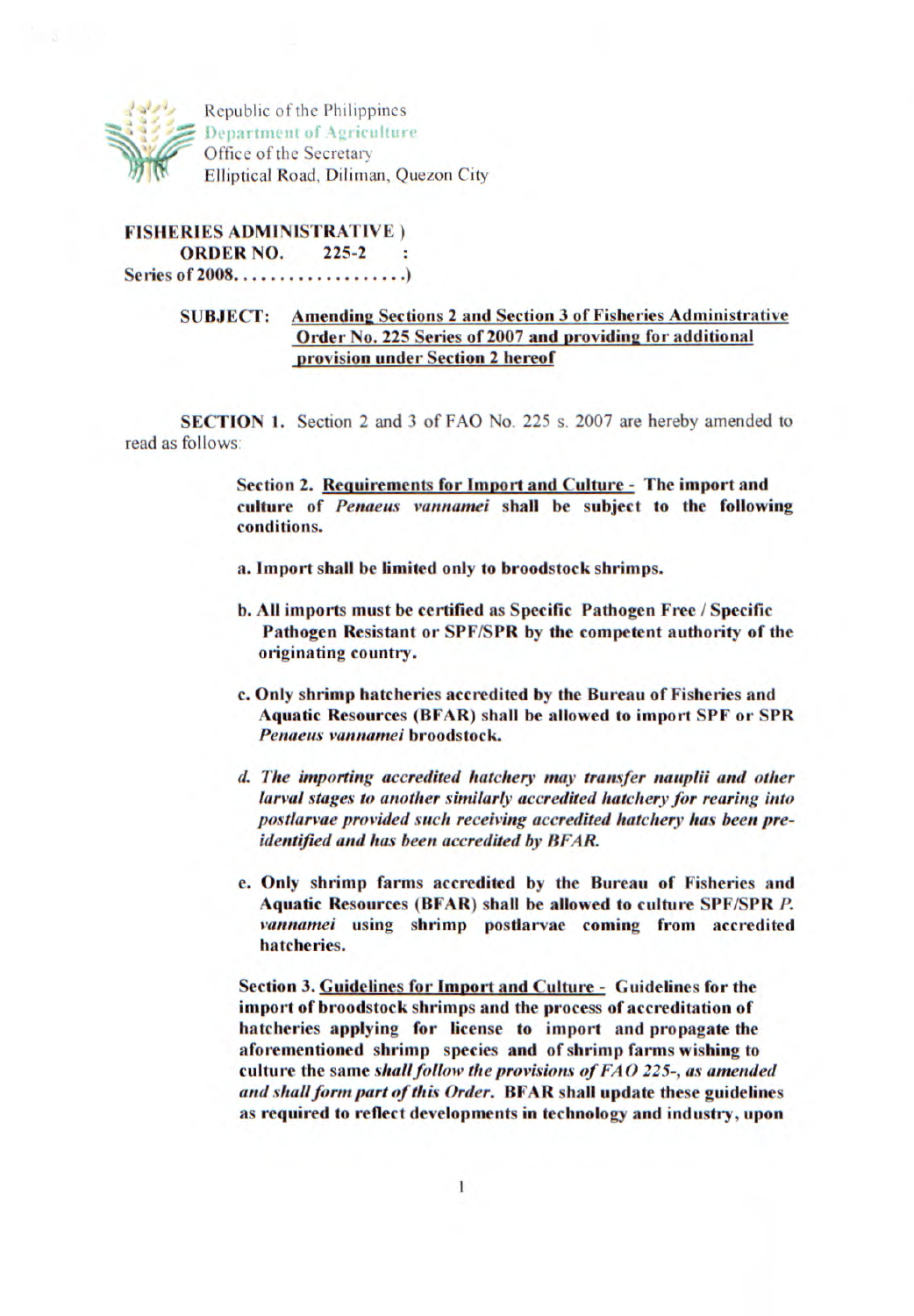Republic of the Philippines
Department of Agriculture
Office of the Secretary
Elliptical Road, Diliman, Quezon City

**FISHERIES ADMINISTRATIVE )**
**ORDER NO. 225-2 :**
**Series of 2008..................)**

**SUBJECT: Amending Sections 2 and Section 3 of Fisheries Administrative Order No. 225 Series of 2007 and providing for additional provision under Section 2 hereof**

**SECTION 1.** Section 2 and 3 of FAO No. 225 s. 2007 are hereby amended to read as follows:

> **Section 2. Requirements for Import and Culture - The import and culture of *Penaeus vannamei* shall be subject to the following conditions.**
>
> **a. Import shall be limited only to broodstock shrimps.**
>
> **b. All imports must be certified as Specific Pathogen Free / Specific Pathogen Resistant or SPF/SPR by the competent authority of the originating country.**
>
> **c. Only shrimp hatcheries accredited by the Bureau of Fisheries and Aquatic Resources (BFAR) shall be allowed to import SPF or SPR *Penaeus vannamei* broodstock.**
>
> ***d. The importing accredited hatchery may transfer nauplii and other larval stages to another similarly accredited hatchery for rearing into postlarvae provided such receiving accredited hatchery has been pre-identified and has been accredited by BFAR.***
>
> **e. Only shrimp farms accredited by the Bureau of Fisheries and Aquatic Resources (BFAR) shall be allowed to culture SPF/SPR *P. vannamei* using shrimp postlarvae coming from accredited hatcheries.**
>
> **Section 3. Guidelines for Import and Culture - Guidelines for the import of broodstock shrimps and the process of accreditation of hatcheries applying for license to import and propagate the aforementioned shrimp species and of shrimp farms wishing to culture the same *shall follow the provisions of FAO 225-, as amended and shall form part of this Order*. BFAR shall update these guidelines as required to reflect developments in technology and industry, upon**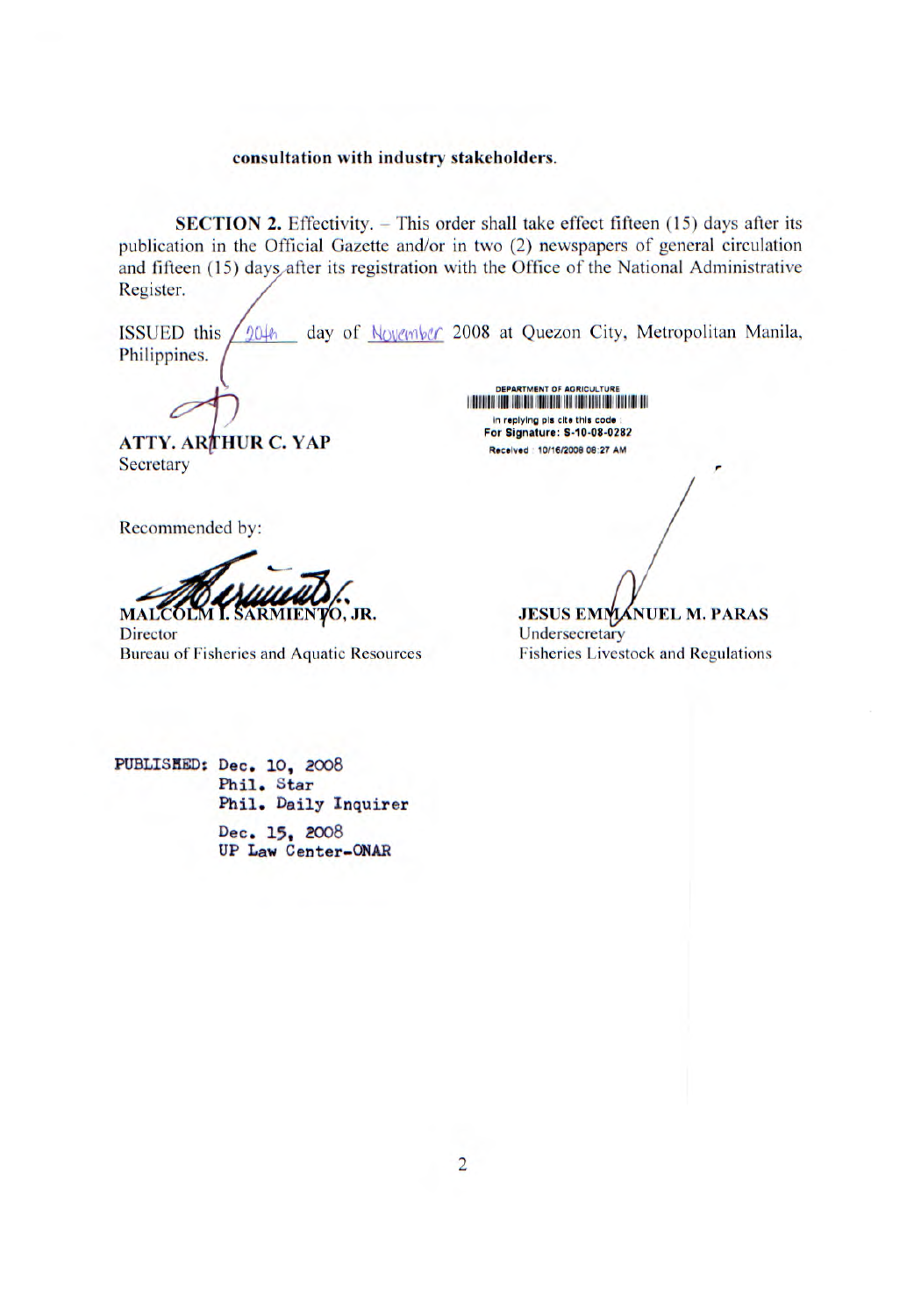**consultation with industry stakeholders.**

**SECTION 2.** Effectivity. – This order shall take effect fifteen (15) days after its publication in the Official Gazette and/or in two (2) newspapers of general circulation and fifteen (15) days after its registration with the Office of the National Administrative Register.

ISSUED this 20th day of November 2008 at Quezon City, Metropolitan Manila, Philippines.

**ATTY. ARTHUR C. YAP**
Secretary

DEPARTMENT OF AGRICULTURE
In replying pls cite this code :
For Signature: S-10-08-0282
Received : 10/16/2008 08:27 AM

Recommended by:

**MALCOLM I. SARMIENTO, JR.**
Director
Bureau of Fisheries and Aquatic Resources

**JESUS EMMANUEL M. PARAS**
Undersecretary
Fisheries Livestock and Regulations

PUBLISHED: Dec. 10, 2008
Phil. Star
Phil. Daily Inquirer

Dec. 15, 2008
UP Law Center-ONAR